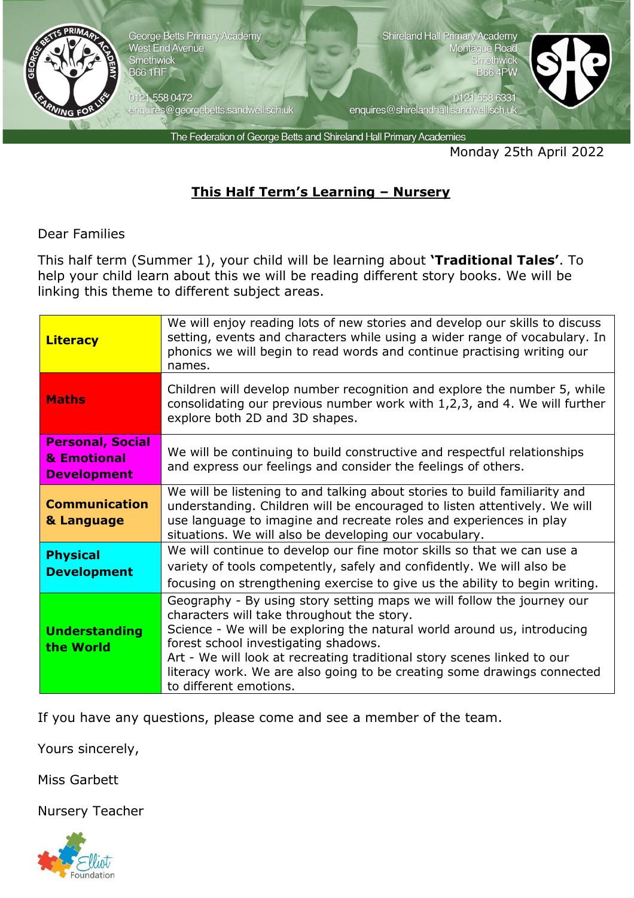George Betts Primary Academy
West End Avenue
Smethwick
B66 1RF

0121 558 0472
enquires@georgebetts.sandwell.sch.uk

Shireland Hall Primary Academy
Montague Road
Smethwick
B66 4PW

0121 558 6331
enquires@shirelandhall.sandwell.sch.uk

The Federation of George Betts and Shireland Hall Primary Academies

Monday 25th April 2022

## This Half Term's Learning – Nursery

Dear Families

This half term (Summer 1), your child will be learning about **'Traditional Tales'**. To help your child learn about this we will be reading different story books. We will be linking this theme to different subject areas.

| | |
|---|---|
| **Literacy** | We will enjoy reading lots of new stories and develop our skills to discuss setting, events and characters while using a wider range of vocabulary. In phonics we will begin to read words and continue practising writing our names. |
| **Maths** | Children will develop number recognition and explore the number 5, while consolidating our previous number work with 1,2,3, and 4. We will further explore both 2D and 3D shapes. |
| **Personal, Social & Emotional Development** | We will be continuing to build constructive and respectful relationships and express our feelings and consider the feelings of others. |
| **Communication & Language** | We will be listening to and talking about stories to build familiarity and understanding. Children will be encouraged to listen attentively. We will use language to imagine and recreate roles and experiences in play situations. We will also be developing our vocabulary. |
| **Physical Development** | We will continue to develop our fine motor skills so that we can use a variety of tools competently, safely and confidently. We will also be focusing on strengthening exercise to give us the ability to begin writing. |
| **Understanding the World** | Geography - By using story setting maps we will follow the journey our characters will take throughout the story.<br>Science - We will be exploring the natural world around us, introducing forest school investigating shadows.<br>Art - We will look at recreating traditional story scenes linked to our literacy work. We are also going to be creating some drawings connected to different emotions. |

If you have any questions, please come and see a member of the team.

Yours sincerely,

Miss Garbett

Nursery Teacher

Elliot Foundation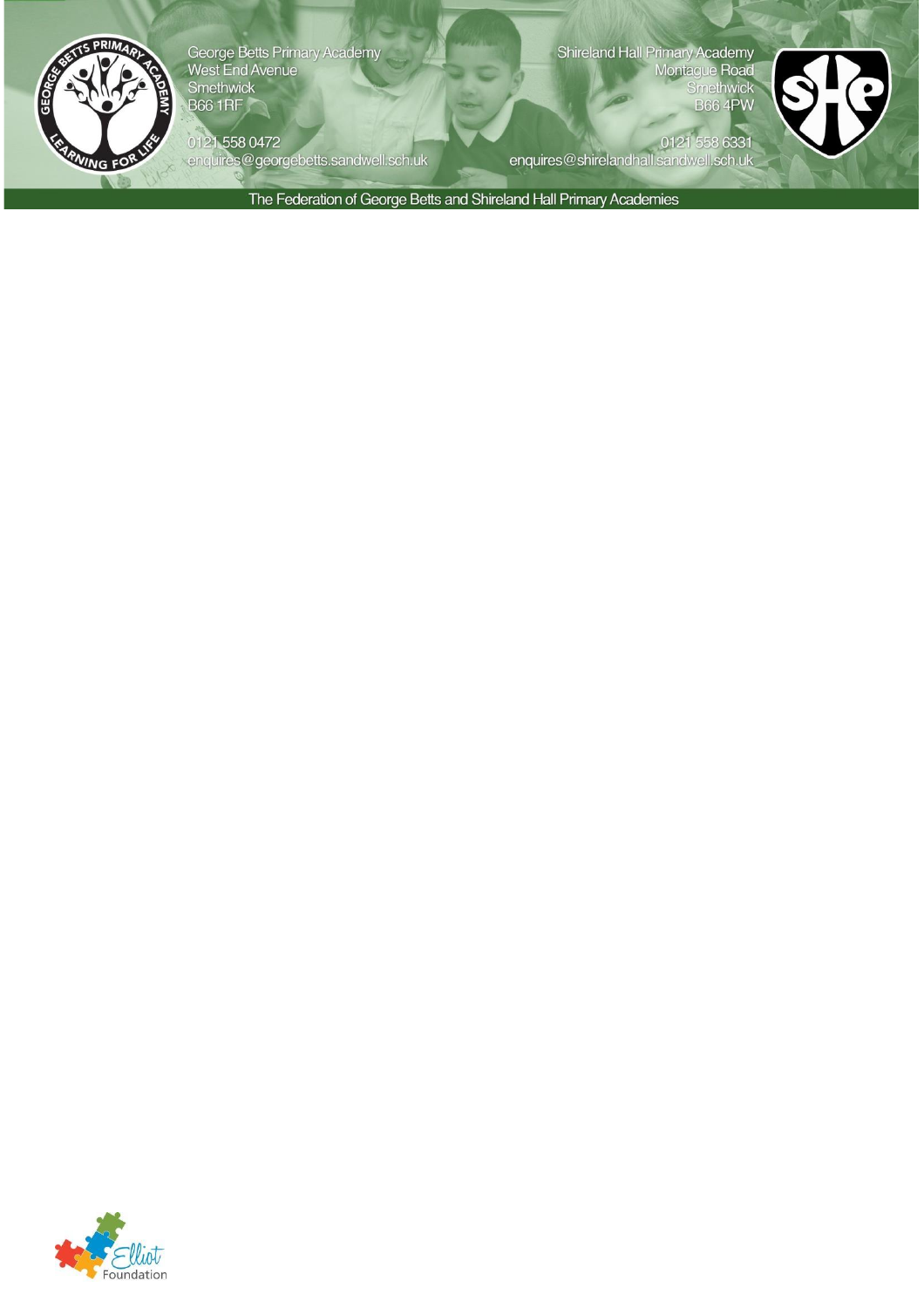George Betts Primary Academy
West End Avenue
Smethwick
B66 1RF

0121 558 0472
enquires@georgebetts.sandwell.sch.uk

Shireland Hall Primary Academy
Montague Road
Smethwick
B66 4PW

0121 558 6331
enquires@shirelandhall.sandwell.sch.uk

The Federation of George Betts and Shireland Hall Primary Academies

Elliot Foundation